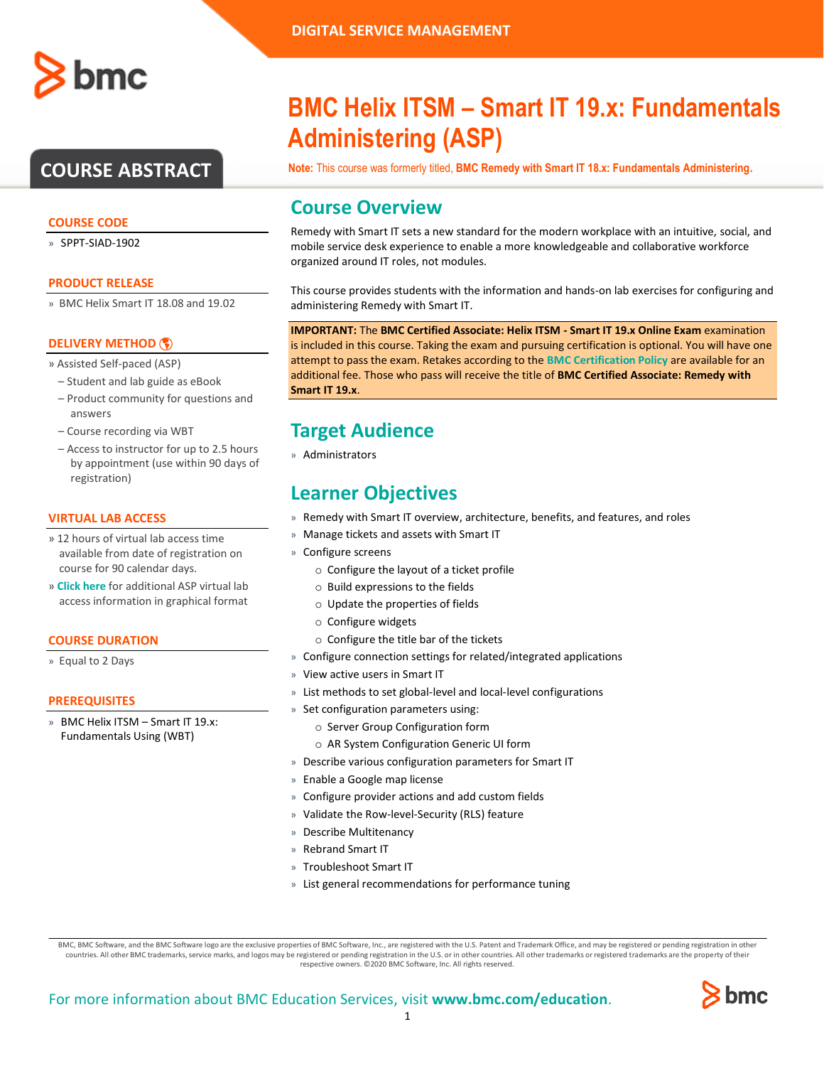DIGITAL SERVICE MANAGEMENT

# BMC Helix ITSM – Smart IT 19.x: Fundamentals Administering (ASP)

**Note:** This course was formerly titled, **BMC Remedy with Smart IT 18.x: Fundamentals Administering.**

## COURSE ABSTRACT

### COURSE CODE

» SPPT-SIAD-1902

### PRODUCT RELEASE

» BMC Helix Smart IT 18.08 and 19.02

### DELIVERY METHOD

» Assisted Self-paced (ASP)
- Student and lab guide as eBook
- Product community for questions and answers
- Course recording via WBT
- Access to instructor for up to 2.5 hours by appointment (use within 90 days of registration)

### VIRTUAL LAB ACCESS

» 12 hours of virtual lab access time available from date of registration on course for 90 calendar days.

» **Click here** for additional ASP virtual lab access information in graphical format

### COURSE DURATION

» Equal to 2 Days

### PREREQUISITES

» BMC Helix ITSM – Smart IT 19.x: Fundamentals Using (WBT)

## Course Overview

Remedy with Smart IT sets a new standard for the modern workplace with an intuitive, social, and mobile service desk experience to enable a more knowledgeable and collaborative workforce organized around IT roles, not modules.

This course provides students with the information and hands-on lab exercises for configuring and administering Remedy with Smart IT.

**IMPORTANT:** The **BMC Certified Associate: Helix ITSM - Smart IT 19.x Online Exam** examination is included in this course. Taking the exam and pursuing certification is optional. You will have one attempt to pass the exam. Retakes according to the **BMC Certification Policy** are available for an additional fee. Those who pass will receive the title of **BMC Certified Associate: Remedy with Smart IT 19.x**.

## Target Audience

» Administrators

## Learner Objectives

» Remedy with Smart IT overview, architecture, benefits, and features, and roles

» Manage tickets and assets with Smart IT

» Configure screens
- Configure the layout of a ticket profile
- Build expressions to the fields
- Update the properties of fields
- Configure widgets
- Configure the title bar of the tickets

» Configure connection settings for related/integrated applications

» View active users in Smart IT

» List methods to set global-level and local-level configurations

» Set configuration parameters using:
- Server Group Configuration form
- AR System Configuration Generic UI form

» Describe various configuration parameters for Smart IT

» Enable a Google map license

» Configure provider actions and add custom fields

» Validate the Row-level-Security (RLS) feature

» Describe Multitenancy

» Rebrand Smart IT

» Troubleshoot Smart IT

» List general recommendations for performance tuning

BMC, BMC Software, and the BMC Software logo are the exclusive properties of BMC Software, Inc., are registered with the U.S. Patent and Trademark Office, and may be registered or pending registration in other countries. All other BMC trademarks, service marks, and logos may be registered or pending registration in the U.S. or in other countries. All other trademarks or registered trademarks are the property of their respective owners. ©2020 BMC Software, Inc. All rights reserved.

For more information about BMC Education Services, visit **www.bmc.com/education**.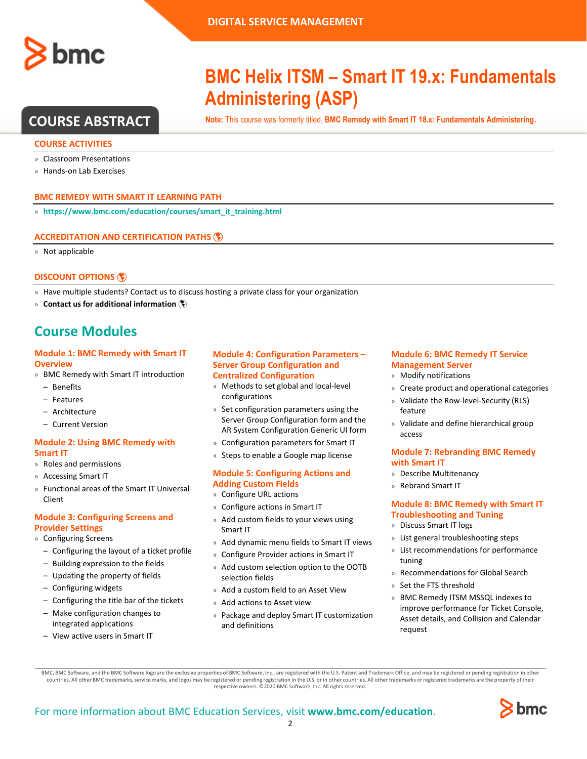DIGITAL SERVICE MANAGEMENT

# BMC Helix ITSM – Smart IT 19.x: Fundamentals Administering (ASP)

## COURSE ABSTRACT

**Note:** This course was formerly titled, **BMC Remedy with Smart IT 18.x: Fundamentals Administering.**

### COURSE ACTIVITIES

- Classroom Presentations
- Hands-on Lab Exercises

### BMC REMEDY WITH SMART IT LEARNING PATH

- **https://www.bmc.com/education/courses/smart_it_training.html**

### ACCREDITATION AND CERTIFICATION PATHS

- Not applicable

### DISCOUNT OPTIONS

- Have multiple students? Contact us to discuss hosting a private class for your organization
- **Contact us for additional information**

## Course Modules

### Module 1: BMC Remedy with Smart IT Overview

- BMC Remedy with Smart IT introduction
  - Benefits
  - Features
  - Architecture
  - Current Version

### Module 2: Using BMC Remedy with Smart IT

- Roles and permissions
- Accessing Smart IT
- Functional areas of the Smart IT Universal Client

### Module 3: Configuring Screens and Provider Settings

- Configuring Screens
  - Configuring the layout of a ticket profile
  - Building expression to the fields
  - Updating the property of fields
  - Configuring widgets
  - Configuring the title bar of the tickets
  - Make configuration changes to integrated applications
  - View active users in Smart IT

### Module 4: Configuration Parameters – Server Group Configuration and Centralized Configuration

- Methods to set global and local-level configurations
- Set configuration parameters using the Server Group Configuration form and the AR System Configuration Generic UI form
- Configuration parameters for Smart IT
- Steps to enable a Google map license

### Module 5: Configuring Actions and Adding Custom Fields

- Configure URL actions
- Configure actions in Smart IT
- Add custom fields to your views using Smart IT
- Add dynamic menu fields to Smart IT views
- Configure Provider actions in Smart IT
- Add custom selection option to the OOTB selection fields
- Add a custom field to an Asset View
- Add actions to Asset view
- Package and deploy Smart IT customization and definitions

### Module 6: BMC Remedy IT Service Management Server

- Modify notifications
- Create product and operational categories
- Validate the Row-level-Security (RLS) feature
- Validate and define hierarchical group access

### Module 7: Rebranding BMC Remedy with Smart IT

- Describe Multitenancy
- Rebrand Smart IT

### Module 8: BMC Remedy with Smart IT Troubleshooting and Tuning

- Discuss Smart IT logs
- List general troubleshooting steps
- List recommendations for performance tuning
- Recommendations for Global Search
- Set the FTS threshold
- BMC Remedy ITSM MSSQL indexes to improve performance for Ticket Console, Asset details, and Collision and Calendar request

BMC, BMC Software, and the BMC Software logo are the exclusive properties of BMC Software, Inc., are registered with the U.S. Patent and Trademark Office, and may be registered or pending registration in other countries. All other BMC trademarks, service marks, and logos may be registered or pending registration in the U.S. or in other countries. All other trademarks or registered trademarks are the property of their respective owners. ©2020 BMC Software, Inc. All rights reserved.

For more information about BMC Education Services, visit **www.bmc.com/education**.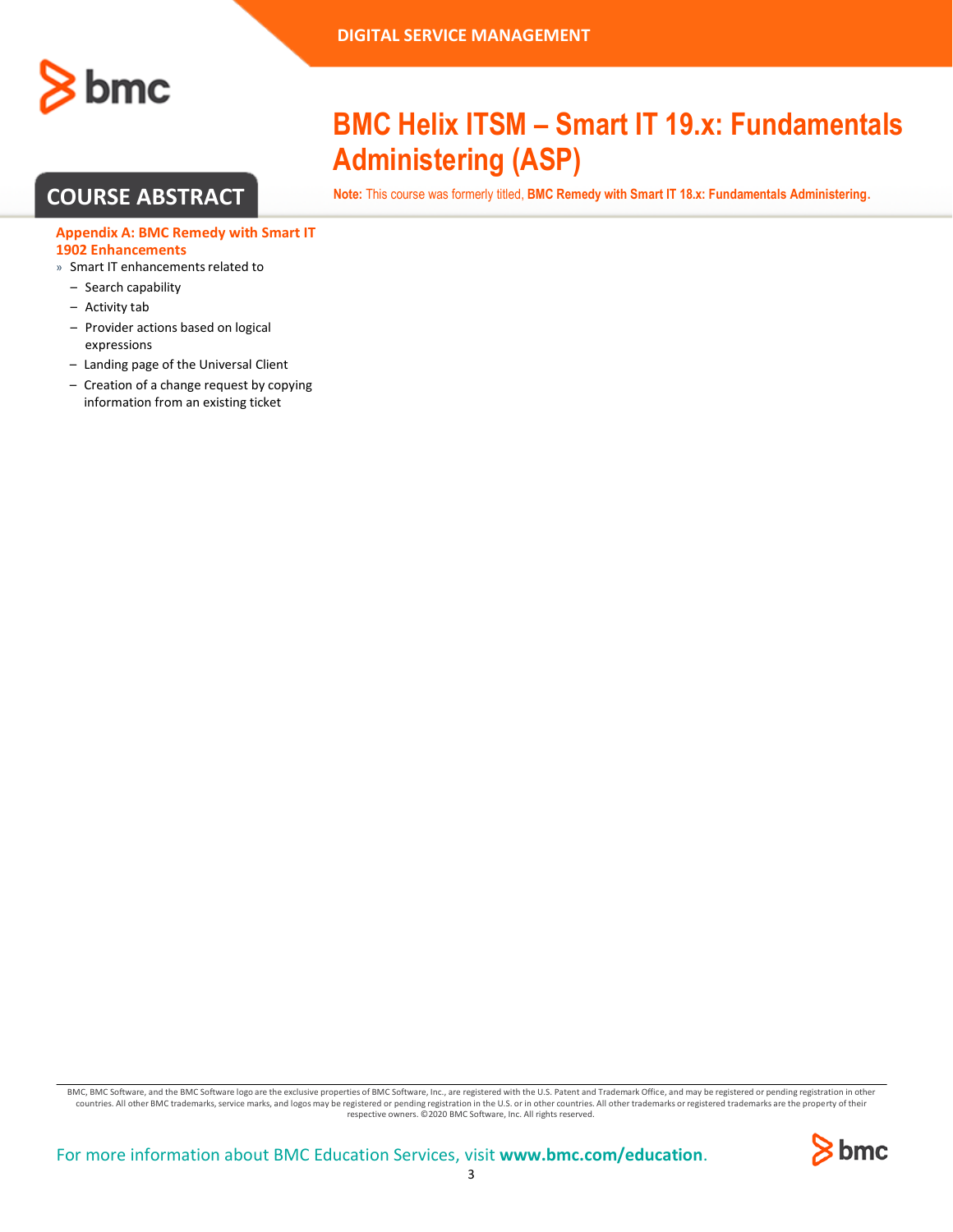DIGITAL SERVICE MANAGEMENT

# BMC Helix ITSM – Smart IT 19.x: Fundamentals Administering (ASP)

**Note:** This course was formerly titled, **BMC Remedy with Smart IT 18.x: Fundamentals Administering**.

## COURSE ABSTRACT

### Appendix A: BMC Remedy with Smart IT 1902 Enhancements

- Smart IT enhancements related to
  - Search capability
  - Activity tab
  - Provider actions based on logical expressions
  - Landing page of the Universal Client
  - Creation of a change request by copying information from an existing ticket

BMC, BMC Software, and the BMC Software logo are the exclusive properties of BMC Software, Inc., are registered with the U.S. Patent and Trademark Office, and may be registered or pending registration in other countries. All other BMC trademarks, service marks, and logos may be registered or pending registration in the U.S. or in other countries. All other trademarks or registered trademarks are the property of their respective owners. ©2020 BMC Software, Inc. All rights reserved.

For more information about BMC Education Services, visit **www.bmc.com/education**.